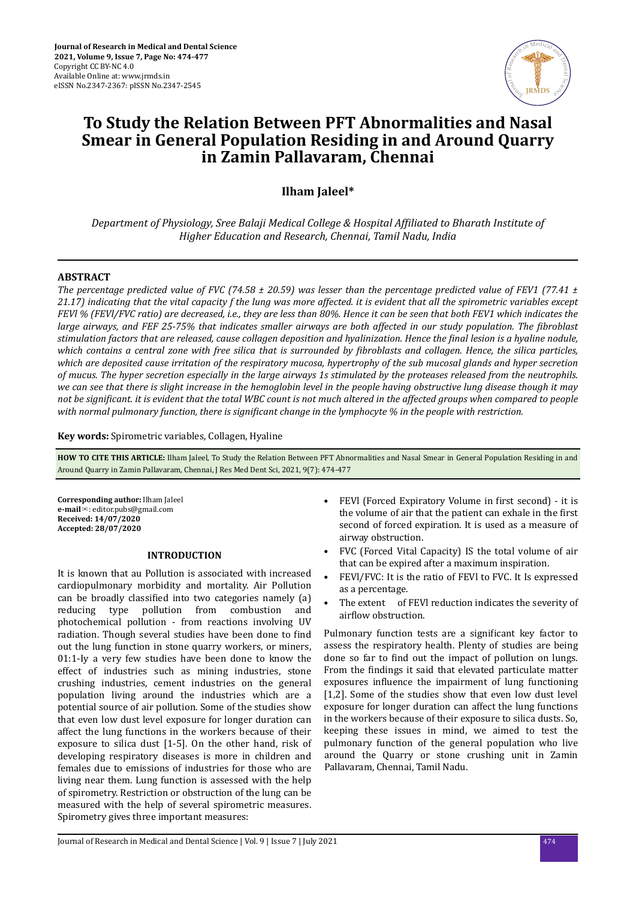# To Study the Relation Between PFT Abnormalities and Nasal Smear in General Population Residing in and Around Quarry in Zamin Pallavaram, Chennai

**Ilham Jaleel***

*Department of Physiology, Sree Balaji Medical College & Hospital Affiliated to Bharath Institute of Higher Education and Research, Chennai, Tamil Nadu, India*

## ABSTRACT

*The percentage predicted value of FVC (74.58 ± 20.59) was lesser than the percentage predicted value of FEV1 (77.41 ± 21.17) indicating that the vital capacity f the lung was more affected. it is evident that all the spirometric variables except FEVl % (FEVl/FVC ratio) are decreased, i.e., they are less than 80%. Hence it can be seen that both FEV1 which indicates the large airways, and FEF 25-75% that indicates smaller airways are both affected in our study population. The fibroblast stimulation factors that are released, cause collagen deposition and hyalinization. Hence the final lesion is a hyaline nodule, which contains a central zone with free silica that is surrounded by fibroblasts and collagen. Hence, the silica particles, which are deposited cause irritation of the respiratory mucosa, hypertrophy of the sub mucosal glands and hyper secretion of mucus. The hyper secretion especially in the large airways 1s stimulated by the proteases released from the neutrophils. we can see that there is slight increase in the hemoglobin level in the people having obstructive lung disease though it may not be significant. it is evident that the total WBC count is not much altered in the affected groups when compared to people with normal pulmonary function, there is significant change in the lymphocyte % in the people with restriction.*

**Key words:** Spirometric variables, Collagen, Hyaline

**HOW TO CITE THIS ARTICLE:** Ilham Jaleel, To Study the Relation Between PFT Abnormalities and Nasal Smear in General Population Residing in and Around Quarry in Zamin Pallavaram, Chennai, J Res Med Dent Sci, 2021, 9(7): 474-477

**Corresponding author:** Ilham Jaleel
**e-mail**✉: editor.pubs@gmail.com
**Received: 14/07/2020**
**Accepted: 28/07/2020**

## INTRODUCTION

It is known that au Pollution is associated with increased cardiopulmonary morbidity and mortality. Air Pollution can be broadly classified into two categories namely (a) reducing type pollution from combustion and photochemical pollution - from reactions involving UV radiation. Though several studies have been done to find out the lung function in stone quarry workers, or miners, 01:1-ly a very few studies have been done to know the effect of industries such as mining industries, stone crushing industries, cement industries on the general population living around the industries which are a potential source of air pollution. Some of the studies show that even low dust level exposure for longer duration can affect the lung functions in the workers because of their exposure to silica dust [1-5]. On the other hand, risk of developing respiratory diseases is more in children and females due to emissions of industries for those who are living near them. Lung function is assessed with the help of spirometry. Restriction or obstruction of the lung can be measured with the help of several spirometric measures. Spirometry gives three important measures:

- FEVl (Forced Expiratory Volume in first second) - it is the volume of air that the patient can exhale in the first second of forced expiration. It is used as a measure of airway obstruction.
- FVC (Forced Vital Capacity) IS the total volume of air that can be expired after a maximum inspiration.
- FEVl/FVC: It is the ratio of FEVl to FVC. It Is expressed as a percentage.
- The extent of FEVl reduction indicates the severity of airflow obstruction.

Pulmonary function tests are a significant key factor to assess the respiratory health. Plenty of studies are being done so far to find out the impact of pollution on lungs. From the findings it said that elevated particulate matter exposures influence the impairment of lung functioning [1,2]. Some of the studies show that even low dust level exposure for longer duration can affect the lung functions in the workers because of their exposure to silica dusts. So, keeping these issues in mind, we aimed to test the pulmonary function of the general population who live around the Quarry or stone crushing unit in Zamin Pallavaram, Chennai, Tamil Nadu.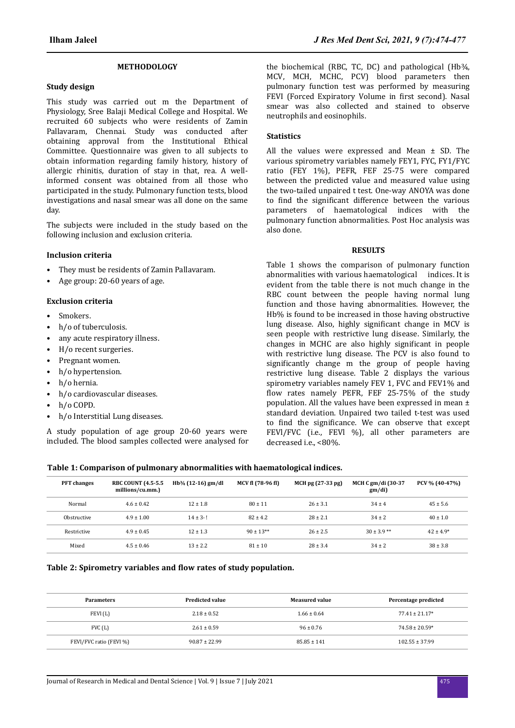## METHODOLOGY

### Study design

This study was carried out m the Department of Physiology, Sree Balaji Medical College and Hospital. We recruited 60 subjects who were residents of Zamin Pallavaram, Chennai. Study was conducted after obtaining approval from the Institutional Ethical Committee. Questionnaire was given to all subjects to obtain information regarding family history, history of allergic rhinitis, duration of stay in that, rea. A well-informed consent was obtained from all those who participated in the study. Pulmonary function tests, blood investigations and nasal smear was all done on the same day.

The subjects were included in the study based on the following inclusion and exclusion criteria.

### Inclusion criteria

- They must be residents of Zamin Pallavaram.
- Age group: 20-60 years of age.

### Exclusion criteria

- Smokers.
- h/o of tuberculosis.
- any acute respiratory illness.
- H/o recent surgeries.
- Pregnant women.
- h/o hypertension.
- h/o hernia.
- h/o cardiovascular diseases.
- h/o COPD.
- h/o Interstitial Lung diseases.

A study population of age group 20-60 years were included. The blood samples collected were analysed for the biochemical (RBC, TC, DC) and pathological (Hb¾, MCV, MCH, MCHC, PCV) blood parameters then pulmonary function test was performed by measuring FEVI (Forced Expiratory Volume in first second). Nasal smear was also collected and stained to observe neutrophils and eosinophils.

### Statistics

All the values were expressed and Mean ± SD. The various spirometry variables namely FEY1, FYC, FY1/FYC ratio (FEY 1%), PEFR, FEF 25-75 were compared between the predicted value and measured value using the two-tailed unpaired t test. One-way ANOYA was done to find the significant difference between the various parameters of haematological indices with the pulmonary function abnormalities. Post Hoc analysis was also done.

## RESULTS

Table 1 shows the comparison of pulmonary function abnormalities with various haematological indices. It is evident from the table there is not much change in the RBC count between the people having normal lung function and those having abnormalities. However, the Hb% is found to be increased in those having obstructive lung disease. Also, highly significant change in MCV is seen people with restrictive lung disease. Similarly, the changes in MCHC are also highly significant in people with restrictive lung disease. The PCV is also found to significantly change m the group of people having restrictive lung disease. Table 2 displays the various spirometry variables namely FEV 1, FVC and FEV1% and flow rates namely PEFR, FEF 25-75% of the study population. All the values have been expressed in mean ± standard deviation. Unpaired two tailed t-test was used to find the significance. We can observe that except FEVl/FVC (i.e., FEVl %), all other parameters are decreased i.e., <80%.

**Table 1: Comparison of pulmonary abnormalities with haematological indices.**

| PFT changes | RBC COUNT (4.5-5.5 millions/cu.mm.) | Hb¾ (12-16) gm/dl | MCV fl (78-96 fl) | MCH pg (27-33 pg) | MCH C gm/di (30-37 gm/di) | PCV % (40-47%) |
|---|---|---|---|---|---|---|
| Normal | 4.6 ± 0.42 | 12 ± 1.8 | 80 ± 11 | 26 ± 3.1 | 34 ± 4 | 45 ± 5.6 |
| Obstructive | 4.9 ± 1.00 | 14 ± 3-! | 82 ± 4.2 | 28 ± 2.1 | 34 ± 2 | 40 ± 1.0 |
| Restrictive | 4.9 ± 0.45 | 12 ± 1.3 | 90 ± 13** | 26 ± 2.5 | 30 ± 3.9 ** | 42 ± 4.9* |
| Mixed | 4.5 ± 0.46 | 13 ± 2.2 | 81 ± 10 | 28 ± 3.4 | 34 ± 2 | 38 ± 3.8 |

**Table 2: Spirometry variables and flow rates of study population.**

| Parameters | Predicted value | Measured value | Percentage predicted |
|---|---|---|---|
| FEVI (L) | 2.18 ± 0.52 | 1.66 ± 0.64 | 77.41 ± 21.17* |
| FVC (L) | 2.61 ± 0.59 | 96 ± 0.76 | 74.58 ± 20.59* |
| FEVI/FVC ratio (FEVI %) | 90.87 ± 22.99 | 85.85 ± 141 | 102.55 ± 37.99 |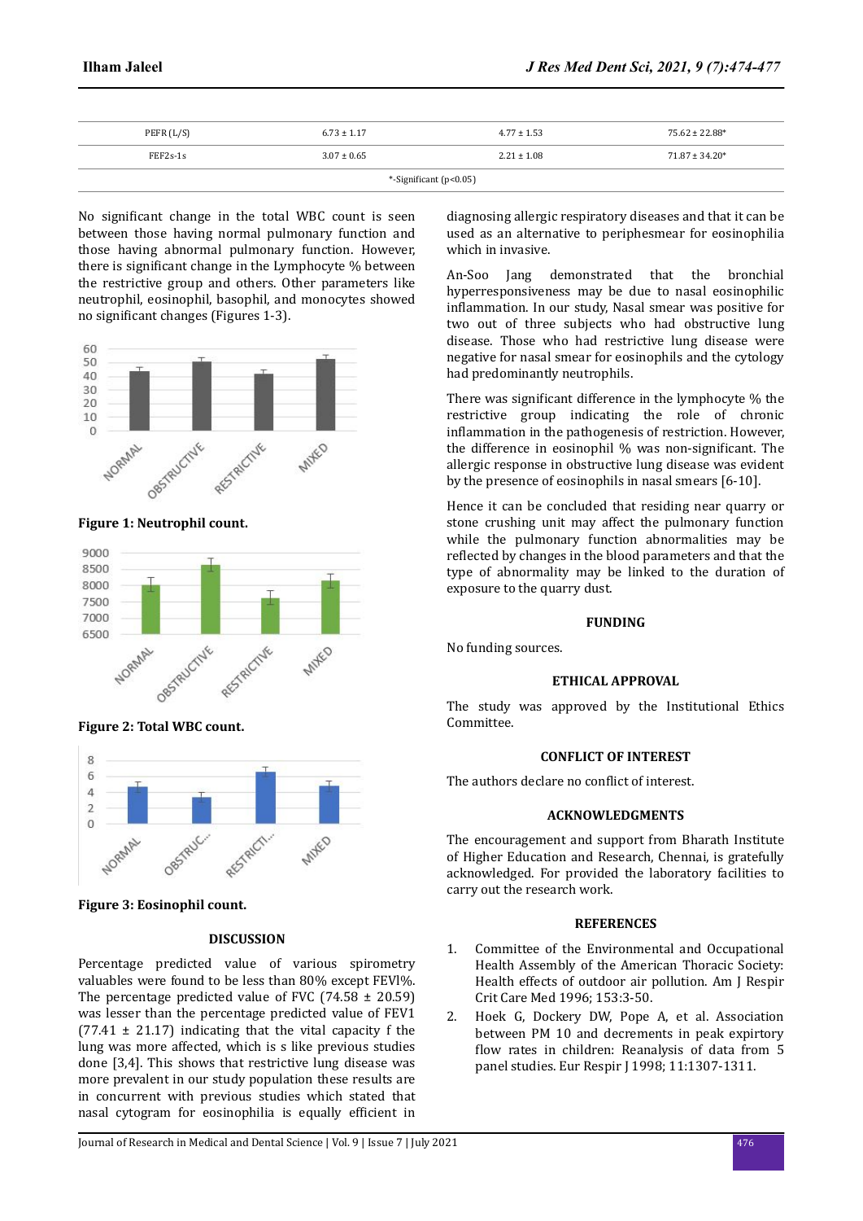| PEFR (L/S) | 6.73 ± 1.17 | 4.77 ± 1.53 | 75.62 ± 22.88* |
|---|---|---|---|
| FEF2s-1s | 3.07 ± 0.65 | 2.21 ± 1.08 | 71.87 ± 34.20* |
| *-Significant ($p<0.05$) | | | |

No significant change in the total WBC count is seen between those having normal pulmonary function and those having abnormal pulmonary function. However, there is significant change in the Lymphocyte % between the restrictive group and others. Other parameters like neutrophil, eosinophil, basophil, and monocytes showed no significant changes (Figures 1-3).

**Figure 1: Neutrophil count.**

**Figure 2: Total WBC count.**

**Figure 3: Eosinophil count.**

## DISCUSSION

Percentage predicted value of various spirometry valuables were found to be less than 80% except FEVl%. The percentage predicted value of FVC (74.58 ± 20.59) was lesser than the percentage predicted value of FEV1 (77.41 ± 21.17) indicating that the vital capacity f the lung was more affected, which is s like previous studies done [3,4]. This shows that restrictive lung disease was more prevalent in our study population these results are in concurrent with previous studies which stated that nasal cytogram for eosinophilia is equally efficient in diagnosing allergic respiratory diseases and that it can be used as an alternative to periphesmear for eosinophilia which in invasive.

An-Soo Jang demonstrated that the bronchial hyperresponsiveness may be due to nasal eosinophilic inflammation. In our study, Nasal smear was positive for two out of three subjects who had obstructive lung disease. Those who had restrictive lung disease were negative for nasal smear for eosinophils and the cytology had predominantly neutrophils.

There was significant difference in the lymphocyte % the restrictive group indicating the role of chronic inflammation in the pathogenesis of restriction. However, the difference in eosinophil % was non-significant. The allergic response in obstructive lung disease was evident by the presence of eosinophils in nasal smears [6-10].

Hence it can be concluded that residing near quarry or stone crushing unit may affect the pulmonary function while the pulmonary function abnormalities may be reflected by changes in the blood parameters and that the type of abnormality may be linked to the duration of exposure to the quarry dust.

## FUNDING

No funding sources.

## ETHICAL APPROVAL

The study was approved by the Institutional Ethics Committee.

## CONFLICT OF INTEREST

The authors declare no conflict of interest.

## ACKNOWLEDGMENTS

The encouragement and support from Bharath Institute of Higher Education and Research, Chennai, is gratefully acknowledged. For provided the laboratory facilities to carry out the research work.

## REFERENCES

1. Committee of the Environmental and Occupational Health Assembly of the American Thoracic Society: Health effects of outdoor air pollution. Am J Respir Crit Care Med 1996; 153:3-50.
2. Hoek G, Dockery DW, Pope A, et al. Association between PM 10 and decrements in peak expirtory flow rates in children: Reanalysis of data from 5 panel studies. Eur Respir J 1998; 11:1307-1311.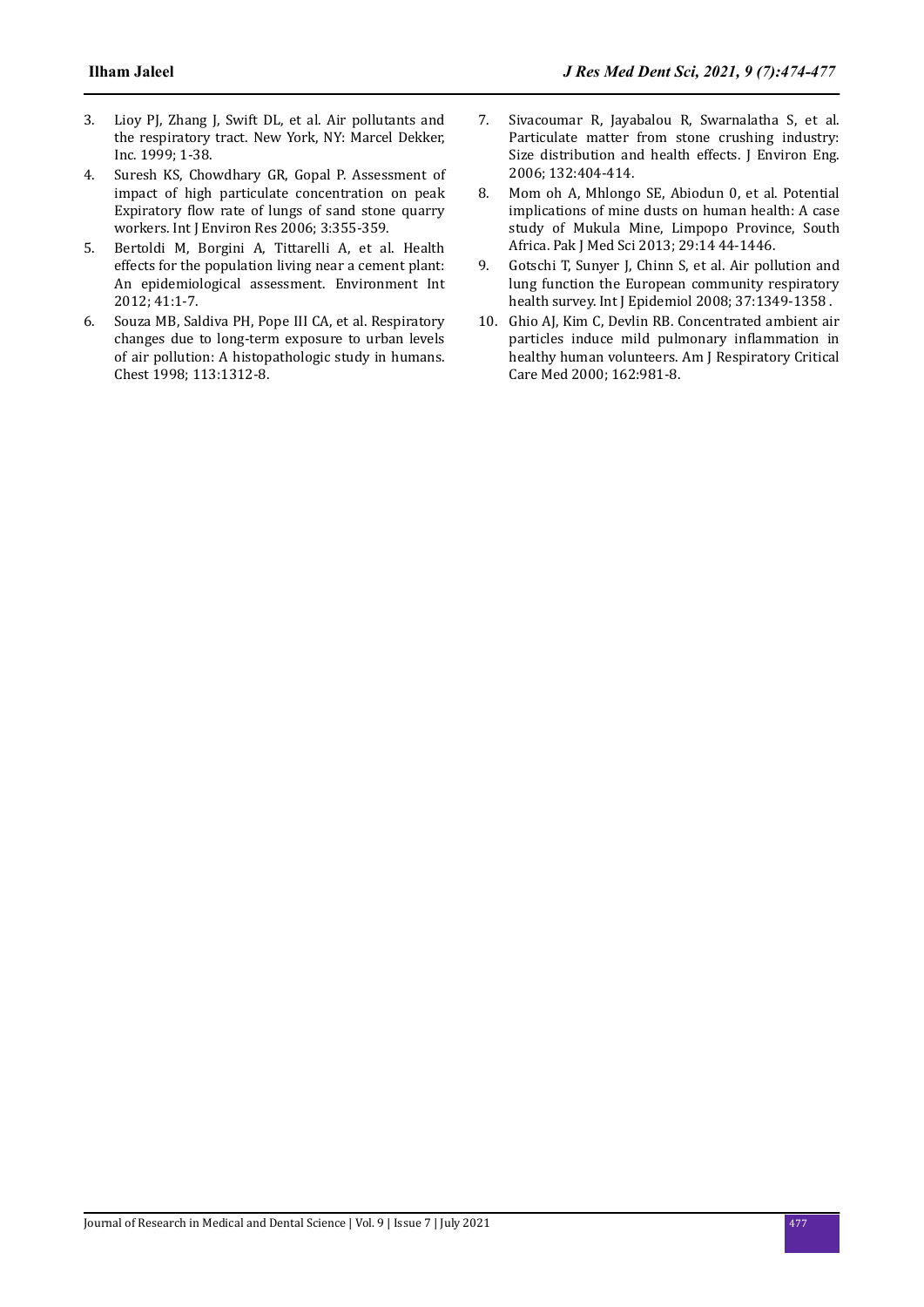3. Lioy PJ, Zhang J, Swift DL, et al. Air pollutants and the respiratory tract. New York, NY: Marcel Dekker, Inc. 1999; 1-38.
4. Suresh KS, Chowdhary GR, Gopal P. Assessment of impact of high particulate concentration on peak Expiratory flow rate of lungs of sand stone quarry workers. Int J Environ Res 2006; 3:355-359.
5. Bertoldi M, Borgini A, Tittarelli A, et al. Health effects for the population living near a cement plant: An epidemiological assessment. Environment Int 2012; 41:1-7.
6. Souza MB, Saldiva PH, Pope III CA, et al. Respiratory changes due to long-term exposure to urban levels of air pollution: A histopathologic study in humans. Chest 1998; 113:1312-8.
7. Sivacoumar R, Jayabalou R, Swarnalatha S, et al. Particulate matter from stone crushing industry: Size distribution and health effects. J Environ Eng. 2006; 132:404-414.
8. Mom oh A, Mhlongo SE, Abiodun 0, et al. Potential implications of mine dusts on human health: A case study of Mukula Mine, Limpopo Province, South Africa. Pak J Med Sci 2013; 29:14 44-1446.
9. Gotschi T, Sunyer J, Chinn S, et al. Air pollution and lung function the European community respiratory health survey. Int J Epidemiol 2008; 37:1349-1358 .
10. Ghio AJ, Kim C, Devlin RB. Concentrated ambient air particles induce mild pulmonary inflammation in healthy human volunteers. Am J Respiratory Critical Care Med 2000; 162:981-8.